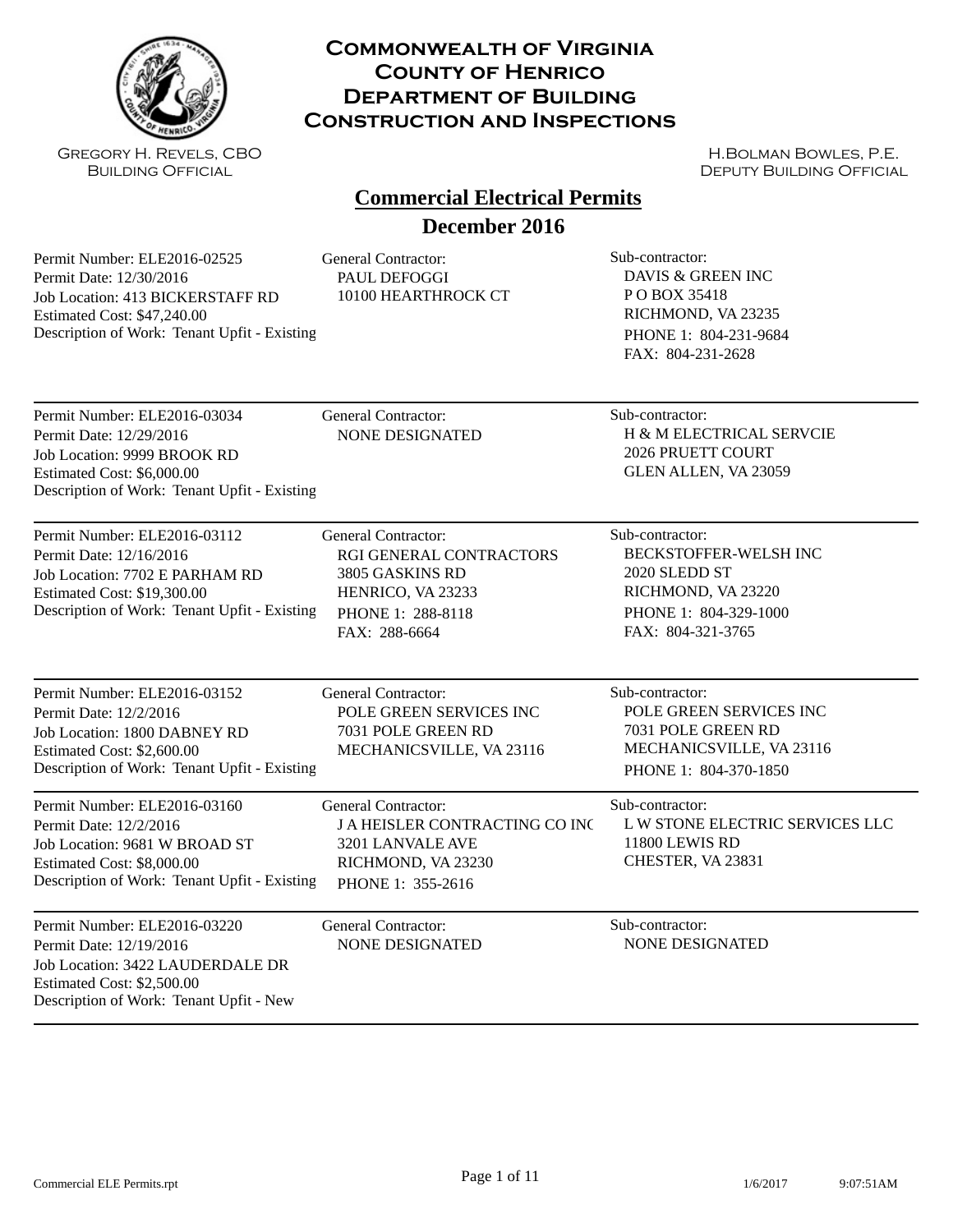# Commonwealth of Virginia
# County of Henrico
# Department of Building Construction and Inspections

Gregory H. Revels, CBO
Building Official

H.Bolman Bowles, P.E.
Deputy Building Official

## Commercial Electrical Permits
## December 2016

| Permit | General Contractor | Sub-contractor |
|---|---|---|
| Permit Number: ELE2016-02525<br>Permit Date: 12/30/2016<br>Job Location: 413 BICKERSTAFF RD<br>Estimated Cost: $47,240.00<br>Description of Work: Tenant Upfit - Existing | PAUL DEFOGGI<br>10100 HEARTHROCK CT | DAVIS & GREEN INC<br>P O BOX 35418<br>RICHMOND, VA 23235<br>PHONE 1: 804-231-9684<br>FAX: 804-231-2628 |
| Permit Number: ELE2016-03034<br>Permit Date: 12/29/2016<br>Job Location: 9999 BROOK RD<br>Estimated Cost: $6,000.00<br>Description of Work: Tenant Upfit - Existing | NONE DESIGNATED | H & M ELECTRICAL SERVCIE<br>2026 PRUETT COURT<br>GLEN ALLEN, VA 23059 |
| Permit Number: ELE2016-03112<br>Permit Date: 12/16/2016<br>Job Location: 7702 E PARHAM RD<br>Estimated Cost: $19,300.00<br>Description of Work: Tenant Upfit - Existing | RGI GENERAL CONTRACTORS<br>3805 GASKINS RD<br>HENRICO, VA 23233<br>PHONE 1: 288-8118<br>FAX: 288-6664 | BECKSTOFFER-WELSH INC<br>2020 SLEDD ST<br>RICHMOND, VA 23220<br>PHONE 1: 804-329-1000<br>FAX: 804-321-3765 |
| Permit Number: ELE2016-03152<br>Permit Date: 12/2/2016<br>Job Location: 1800 DABNEY RD<br>Estimated Cost: $2,600.00<br>Description of Work: Tenant Upfit - Existing | POLE GREEN SERVICES INC<br>7031 POLE GREEN RD<br>MECHANICSVILLE, VA 23116 | POLE GREEN SERVICES INC<br>7031 POLE GREEN RD<br>MECHANICSVILLE, VA 23116<br>PHONE 1: 804-370-1850 |
| Permit Number: ELE2016-03160<br>Permit Date: 12/2/2016<br>Job Location: 9681 W BROAD ST<br>Estimated Cost: $8,000.00<br>Description of Work: Tenant Upfit - Existing | J A HEISLER CONTRACTING CO INC<br>3201 LANVALE AVE<br>RICHMOND, VA 23230<br>PHONE 1: 355-2616 | L W STONE ELECTRIC SERVICES LLC<br>11800 LEWIS RD<br>CHESTER, VA 23831 |
| Permit Number: ELE2016-03220<br>Permit Date: 12/19/2016<br>Job Location: 3422 LAUDERDALE DR<br>Estimated Cost: $2,500.00<br>Description of Work: Tenant Upfit - New | NONE DESIGNATED | NONE DESIGNATED |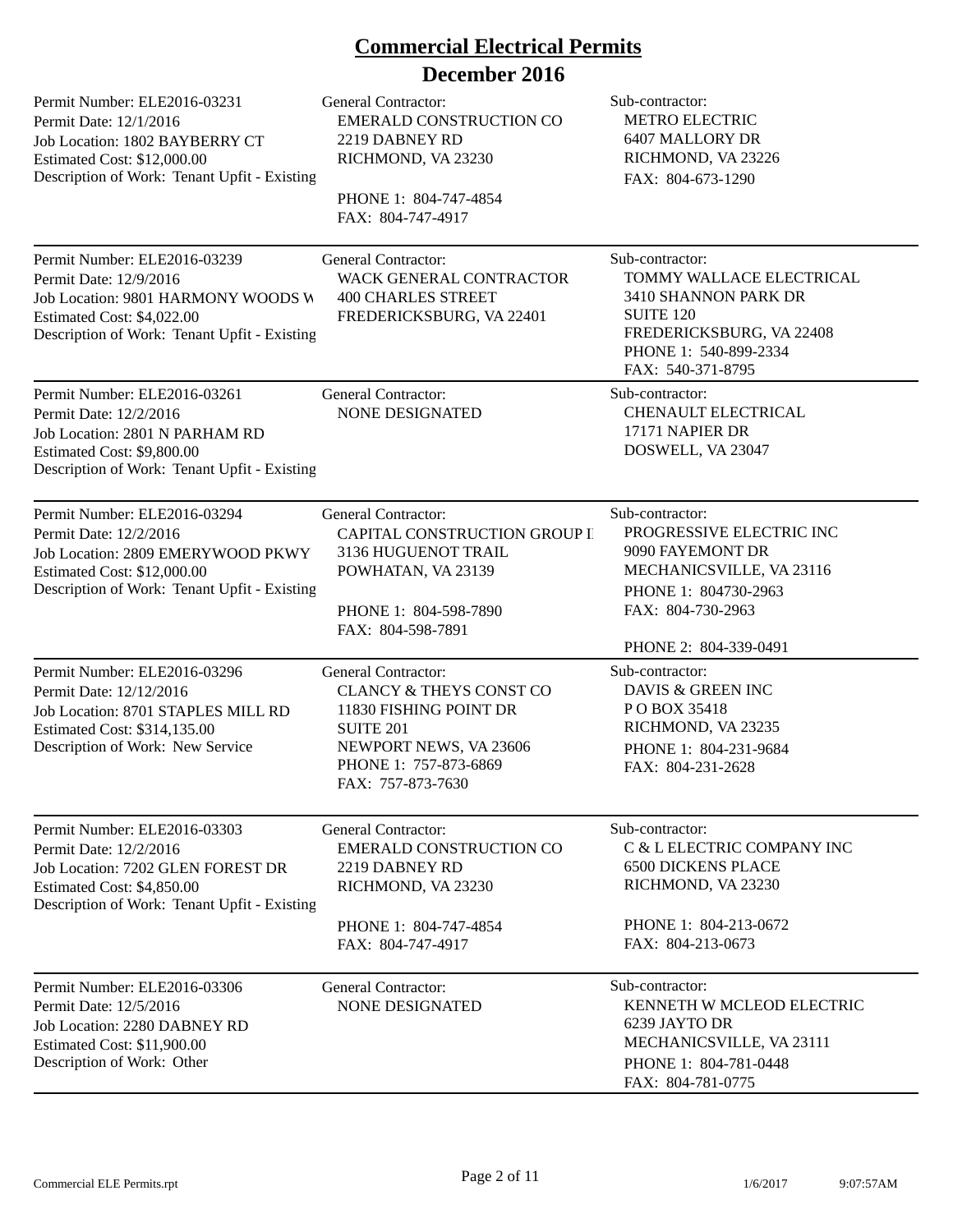# Commercial Electrical Permits

## December 2016

| Permit Details | General Contractor | Sub-contractor |
|---|---|---|
| Permit Number: ELE2016-03231<br>Permit Date: 12/1/2016<br>Job Location: 1802 BAYBERRY CT<br>Estimated Cost: $12,000.00<br>Description of Work: Tenant Upfit - Existing | EMERALD CONSTRUCTION CO<br>2219 DABNEY RD<br>RICHMOND, VA 23230<br>PHONE 1: 804-747-4854<br>FAX: 804-747-4917 | METRO ELECTRIC<br>6407 MALLORY DR<br>RICHMOND, VA 23226<br>FAX: 804-673-1290 |
| Permit Number: ELE2016-03239<br>Permit Date: 12/9/2016<br>Job Location: 9801 HARMONY WOODS W<br>Estimated Cost: $4,022.00<br>Description of Work: Tenant Upfit - Existing | WACK GENERAL CONTRACTOR<br>400 CHARLES STREET<br>FREDERICKSBURG, VA 22401 | TOMMY WALLACE ELECTRICAL<br>3410 SHANNON PARK DR<br>SUITE 120<br>FREDERICKSBURG, VA 22408<br>PHONE 1: 540-899-2334<br>FAX: 540-371-8795 |
| Permit Number: ELE2016-03261<br>Permit Date: 12/2/2016<br>Job Location: 2801 N PARHAM RD<br>Estimated Cost: $9,800.00<br>Description of Work: Tenant Upfit - Existing | NONE DESIGNATED | CHENAULT ELECTRICAL<br>17171 NAPIER DR<br>DOSWELL, VA 23047 |
| Permit Number: ELE2016-03294<br>Permit Date: 12/2/2016<br>Job Location: 2809 EMERYWOOD PKWY<br>Estimated Cost: $12,000.00<br>Description of Work: Tenant Upfit - Existing | CAPITAL CONSTRUCTION GROUP I<br>3136 HUGUENOT TRAIL<br>POWHATAN, VA 23139<br>PHONE 1: 804-598-7890<br>FAX: 804-598-7891 | PROGRESSIVE ELECTRIC INC<br>9090 FAYEMONT DR<br>MECHANICSVILLE, VA 23116<br>PHONE 1: 804730-2963<br>FAX: 804-730-2963<br>PHONE 2: 804-339-0491 |
| Permit Number: ELE2016-03296<br>Permit Date: 12/12/2016<br>Job Location: 8701 STAPLES MILL RD<br>Estimated Cost: $314,135.00<br>Description of Work: New Service | CLANCY & THEYS CONST CO<br>11830 FISHING POINT DR<br>SUITE 201<br>NEWPORT NEWS, VA 23606<br>PHONE 1: 757-873-6869<br>FAX: 757-873-7630 | DAVIS & GREEN INC<br>P O BOX 35418<br>RICHMOND, VA 23235<br>PHONE 1: 804-231-9684<br>FAX: 804-231-2628 |
| Permit Number: ELE2016-03303<br>Permit Date: 12/2/2016<br>Job Location: 7202 GLEN FOREST DR<br>Estimated Cost: $4,850.00<br>Description of Work: Tenant Upfit - Existing | EMERALD CONSTRUCTION CO<br>2219 DABNEY RD<br>RICHMOND, VA 23230<br>PHONE 1: 804-747-4854<br>FAX: 804-747-4917 | C & L ELECTRIC COMPANY INC<br>6500 DICKENS PLACE<br>RICHMOND, VA 23230<br>PHONE 1: 804-213-0672<br>FAX: 804-213-0673 |
| Permit Number: ELE2016-03306<br>Permit Date: 12/5/2016<br>Job Location: 2280 DABNEY RD<br>Estimated Cost: $11,900.00<br>Description of Work: Other | NONE DESIGNATED | KENNETH W MCLEOD ELECTRIC<br>6239 JAYTO DR<br>MECHANICSVILLE, VA 23111<br>PHONE 1: 804-781-0448<br>FAX: 804-781-0775 |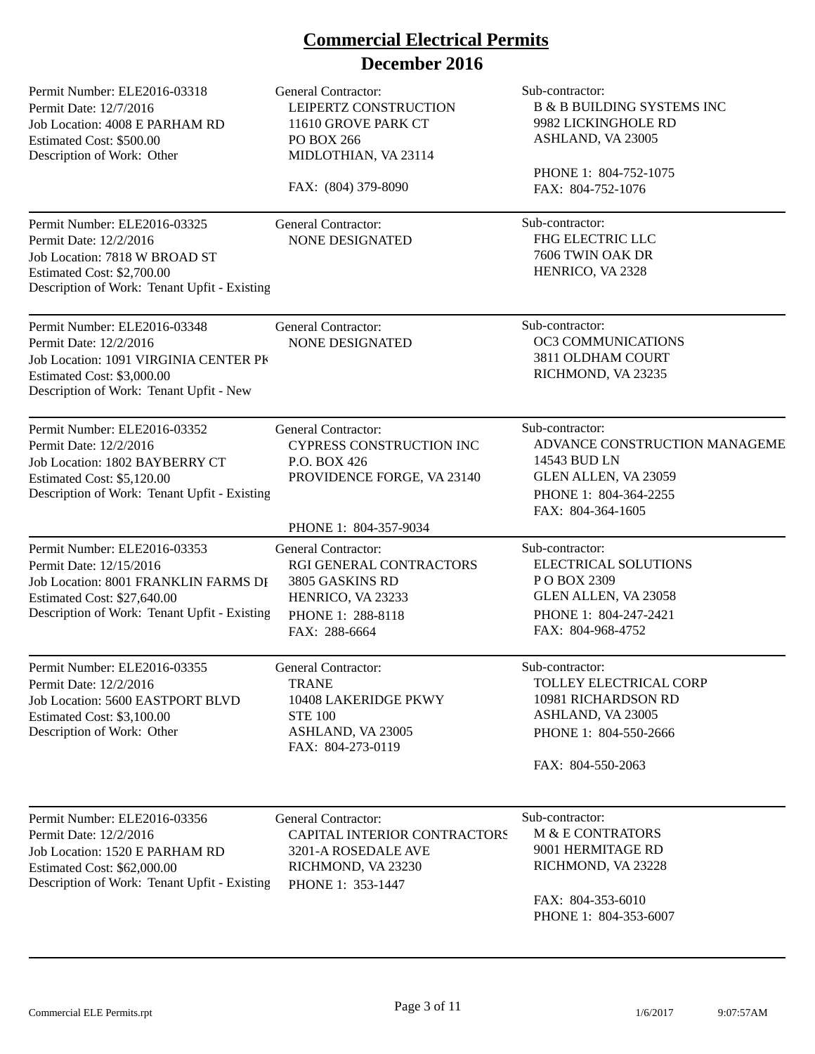# Commercial Electrical Permits
## December 2016

| Permit Details | General Contractor | Sub-contractor |
| --- | --- | --- |
| Permit Number: ELE2016-03318<br>Permit Date: 12/7/2016<br>Job Location: 4008 E PARHAM RD<br>Estimated Cost: $500.00<br>Description of Work: Other | LEIPERTZ CONSTRUCTION<br>11610 GROVE PARK CT<br>PO BOX 266<br>MIDLOTHIAN, VA 23114<br>FAX: (804) 379-8090 | B & B BUILDING SYSTEMS INC<br>9982 LICKINGHOLE RD<br>ASHLAND, VA 23005<br>PHONE 1: 804-752-1075<br>FAX: 804-752-1076 |
| Permit Number: ELE2016-03325<br>Permit Date: 12/2/2016<br>Job Location: 7818 W BROAD ST<br>Estimated Cost: $2,700.00<br>Description of Work: Tenant Upfit - Existing | NONE DESIGNATED | FHG ELECTRIC LLC<br>7606 TWIN OAK DR<br>HENRICO, VA 2328 |
| Permit Number: ELE2016-03348<br>Permit Date: 12/2/2016<br>Job Location: 1091 VIRGINIA CENTER PK<br>Estimated Cost: $3,000.00<br>Description of Work: Tenant Upfit - New | NONE DESIGNATED | OC3 COMMUNICATIONS<br>3811 OLDHAM COURT<br>RICHMOND, VA 23235 |
| Permit Number: ELE2016-03352<br>Permit Date: 12/2/2016<br>Job Location: 1802 BAYBERRY CT<br>Estimated Cost: $5,120.00<br>Description of Work: Tenant Upfit - Existing | CYPRESS CONSTRUCTION INC<br>P.O. BOX 426<br>PROVIDENCE FORGE, VA 23140<br>PHONE 1: 804-357-9034 | ADVANCE CONSTRUCTION MANAGEME<br>14543 BUD LN<br>GLEN ALLEN, VA 23059<br>PHONE 1: 804-364-2255<br>FAX: 804-364-1605 |
| Permit Number: ELE2016-03353<br>Permit Date: 12/15/2016<br>Job Location: 8001 FRANKLIN FARMS DI<br>Estimated Cost: $27,640.00<br>Description of Work: Tenant Upfit - Existing | RGI GENERAL CONTRACTORS<br>3805 GASKINS RD<br>HENRICO, VA 23233<br>PHONE 1: 288-8118<br>FAX: 288-6664 | ELECTRICAL SOLUTIONS<br>P O BOX 2309<br>GLEN ALLEN, VA 23058<br>PHONE 1: 804-247-2421<br>FAX: 804-968-4752 |
| Permit Number: ELE2016-03355<br>Permit Date: 12/2/2016<br>Job Location: 5600 EASTPORT BLVD<br>Estimated Cost: $3,100.00<br>Description of Work: Other | TRANE<br>10408 LAKERIDGE PKWY<br>STE 100<br>ASHLAND, VA 23005<br>FAX: 804-273-0119 | TOLLEY ELECTRICAL CORP<br>10981 RICHARDSON RD<br>ASHLAND, VA 23005<br>PHONE 1: 804-550-2666<br>FAX: 804-550-2063 |
| Permit Number: ELE2016-03356<br>Permit Date: 12/2/2016<br>Job Location: 1520 E PARHAM RD<br>Estimated Cost: $62,000.00<br>Description of Work: Tenant Upfit - Existing | CAPITAL INTERIOR CONTRACTORS<br>3201-A ROSEDALE AVE<br>RICHMOND, VA 23230<br>PHONE 1: 353-1447 | M & E CONTRATORS<br>9001 HERMITAGE RD<br>RICHMOND, VA 23228<br>FAX: 804-353-6010<br>PHONE 1: 804-353-6007 |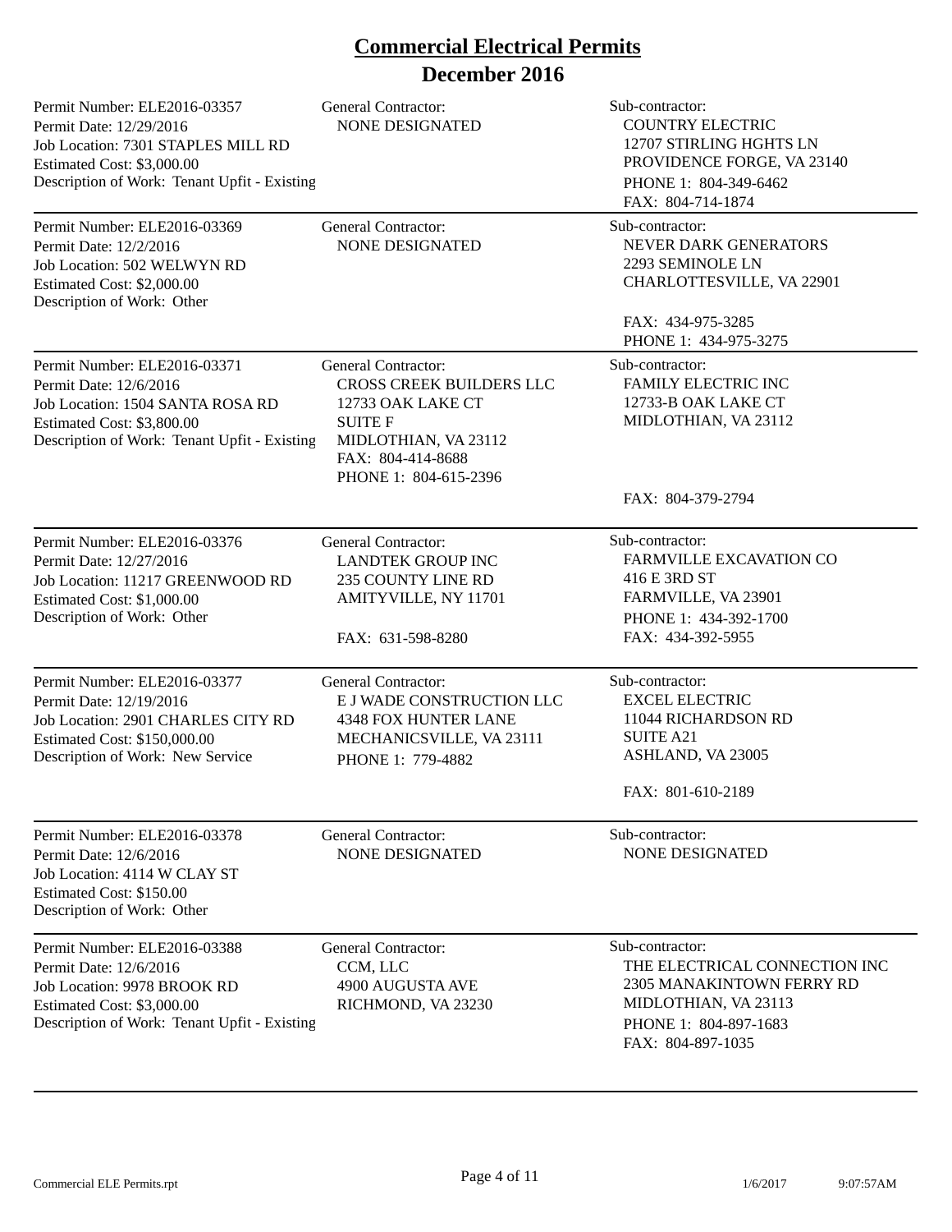# Commercial Electrical Permits

## December 2016

| Permit Information | General Contractor | Sub-contractor |
| --- | --- | --- |
| Permit Number: ELE2016-03357<br>Permit Date: 12/29/2016<br>Job Location: 7301 STAPLES MILL RD<br>Estimated Cost: $3,000.00<br>Description of Work: Tenant Upfit - Existing | NONE DESIGNATED | COUNTRY ELECTRIC<br>12707 STIRLING HGHTS LN<br>PROVIDENCE FORGE, VA 23140<br>PHONE 1: 804-349-6462<br>FAX: 804-714-1874 |
| Permit Number: ELE2016-03369<br>Permit Date: 12/2/2016<br>Job Location: 502 WELWYN RD<br>Estimated Cost: $2,000.00<br>Description of Work: Other | NONE DESIGNATED | NEVER DARK GENERATORS<br>2293 SEMINOLE LN<br>CHARLOTTESVILLE, VA 22901<br>FAX: 434-975-3285<br>PHONE 1: 434-975-3275 |
| Permit Number: ELE2016-03371<br>Permit Date: 12/6/2016<br>Job Location: 1504 SANTA ROSA RD<br>Estimated Cost: $3,800.00<br>Description of Work: Tenant Upfit - Existing | CROSS CREEK BUILDERS LLC<br>12733 OAK LAKE CT<br>SUITE F<br>MIDLOTHIAN, VA 23112<br>FAX: 804-414-8688<br>PHONE 1: 804-615-2396 | FAMILY ELECTRIC INC<br>12733-B OAK LAKE CT<br>MIDLOTHIAN, VA 23112<br>FAX: 804-379-2794 |
| Permit Number: ELE2016-03376<br>Permit Date: 12/27/2016<br>Job Location: 11217 GREENWOOD RD<br>Estimated Cost: $1,000.00<br>Description of Work: Other | LANDTEK GROUP INC<br>235 COUNTY LINE RD<br>AMITYVILLE, NY 11701<br>FAX: 631-598-8280 | FARMVILLE EXCAVATION CO<br>416 E 3RD ST<br>FARMVILLE, VA 23901<br>PHONE 1: 434-392-1700<br>FAX: 434-392-5955 |
| Permit Number: ELE2016-03377<br>Permit Date: 12/19/2016<br>Job Location: 2901 CHARLES CITY RD<br>Estimated Cost: $150,000.00<br>Description of Work: New Service | E J WADE CONSTRUCTION LLC<br>4348 FOX HUNTER LANE<br>MECHANICSVILLE, VA 23111<br>PHONE 1: 779-4882 | EXCEL ELECTRIC<br>11044 RICHARDSON RD<br>SUITE A21<br>ASHLAND, VA 23005<br>FAX: 801-610-2189 |
| Permit Number: ELE2016-03378<br>Permit Date: 12/6/2016<br>Job Location: 4114 W CLAY ST<br>Estimated Cost: $150.00<br>Description of Work: Other | NONE DESIGNATED | NONE DESIGNATED |
| Permit Number: ELE2016-03388<br>Permit Date: 12/6/2016<br>Job Location: 9978 BROOK RD<br>Estimated Cost: $3,000.00<br>Description of Work: Tenant Upfit - Existing | CCM, LLC<br>4900 AUGUSTA AVE<br>RICHMOND, VA 23230 | THE ELECTRICAL CONNECTION INC<br>2305 MANAKINTOWN FERRY RD<br>MIDLOTHIAN, VA 23113<br>PHONE 1: 804-897-1683<br>FAX: 804-897-1035 |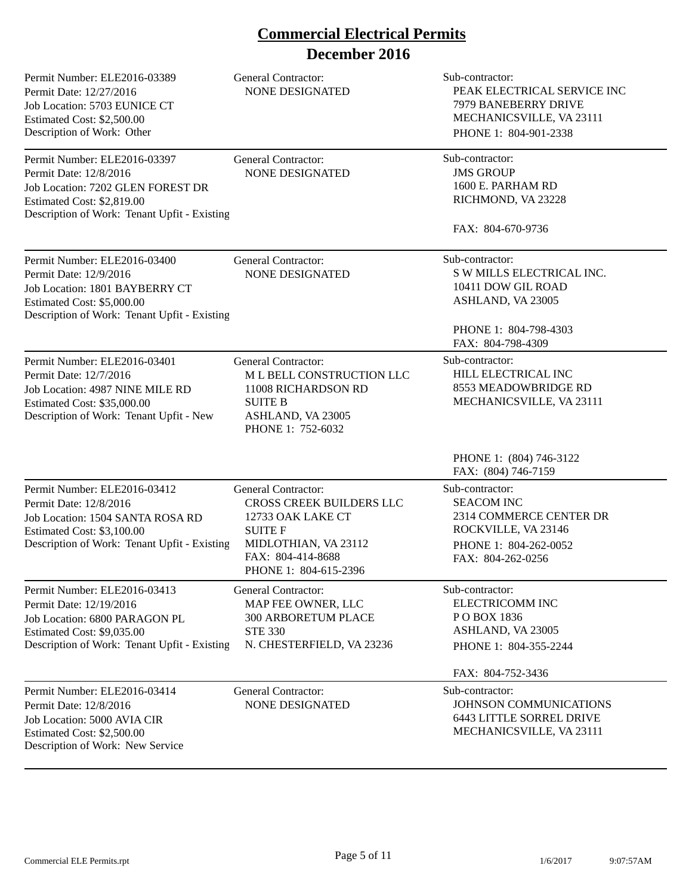# Commercial Electrical Permits

## December 2016

| Permit Details | General Contractor | Sub-contractor |
|---|---|---|
| Permit Number: ELE2016-03389<br>Permit Date: 12/27/2016<br>Job Location: 5703 EUNICE CT<br>Estimated Cost: $2,500.00<br>Description of Work: Other | General Contractor:<br>NONE DESIGNATED | Sub-contractor:<br>PEAK ELECTRICAL SERVICE INC<br>7979 BANEBERRY DRIVE<br>MECHANICSVILLE, VA 23111<br>PHONE 1: 804-901-2338 |
| Permit Number: ELE2016-03397<br>Permit Date: 12/8/2016<br>Job Location: 7202 GLEN FOREST DR<br>Estimated Cost: $2,819.00<br>Description of Work: Tenant Upfit - Existing | General Contractor:<br>NONE DESIGNATED | Sub-contractor:<br>JMS GROUP<br>1600 E. PARHAM RD<br>RICHMOND, VA 23228<br>FAX: 804-670-9736 |
| Permit Number: ELE2016-03400<br>Permit Date: 12/9/2016<br>Job Location: 1801 BAYBERRY CT<br>Estimated Cost: $5,000.00<br>Description of Work: Tenant Upfit - Existing | General Contractor:<br>NONE DESIGNATED | Sub-contractor:<br>S W MILLS ELECTRICAL INC.<br>10411 DOW GIL ROAD<br>ASHLAND, VA 23005<br>PHONE 1: 804-798-4303<br>FAX: 804-798-4309 |
| Permit Number: ELE2016-03401<br>Permit Date: 12/7/2016<br>Job Location: 4987 NINE MILE RD<br>Estimated Cost: $35,000.00<br>Description of Work: Tenant Upfit - New | General Contractor:<br>M L BELL CONSTRUCTION LLC<br>11008 RICHARDSON RD<br>SUITE B<br>ASHLAND, VA 23005<br>PHONE 1: 752-6032 | Sub-contractor:<br>HILL ELECTRICAL INC<br>8553 MEADOWBRIDGE RD<br>MECHANICSVILLE, VA 23111<br>PHONE 1: (804) 746-3122<br>FAX: (804) 746-7159 |
| Permit Number: ELE2016-03412<br>Permit Date: 12/8/2016<br>Job Location: 1504 SANTA ROSA RD<br>Estimated Cost: $3,100.00<br>Description of Work: Tenant Upfit - Existing | General Contractor:<br>CROSS CREEK BUILDERS LLC<br>12733 OAK LAKE CT<br>SUITE F<br>MIDLOTHIAN, VA 23112<br>FAX: 804-414-8688<br>PHONE 1: 804-615-2396 | Sub-contractor:<br>SEACOM INC<br>2314 COMMERCE CENTER DR<br>ROCKVILLE, VA 23146<br>PHONE 1: 804-262-0052<br>FAX: 804-262-0256 |
| Permit Number: ELE2016-03413<br>Permit Date: 12/19/2016<br>Job Location: 6800 PARAGON PL<br>Estimated Cost: $9,035.00<br>Description of Work: Tenant Upfit - Existing | General Contractor:<br>MAP FEE OWNER, LLC<br>300 ARBORETUM PLACE<br>STE 330<br>N. CHESTERFIELD, VA 23236 | Sub-contractor:<br>ELECTRICOMM INC<br>P O BOX 1836<br>ASHLAND, VA 23005<br>PHONE 1: 804-355-2244<br>FAX: 804-752-3436 |
| Permit Number: ELE2016-03414<br>Permit Date: 12/8/2016<br>Job Location: 5000 AVIA CIR<br>Estimated Cost: $2,500.00<br>Description of Work: New Service | General Contractor:<br>NONE DESIGNATED | Sub-contractor:<br>JOHNSON COMMUNICATIONS<br>6443 LITTLE SORREL DRIVE<br>MECHANICSVILLE, VA 23111 |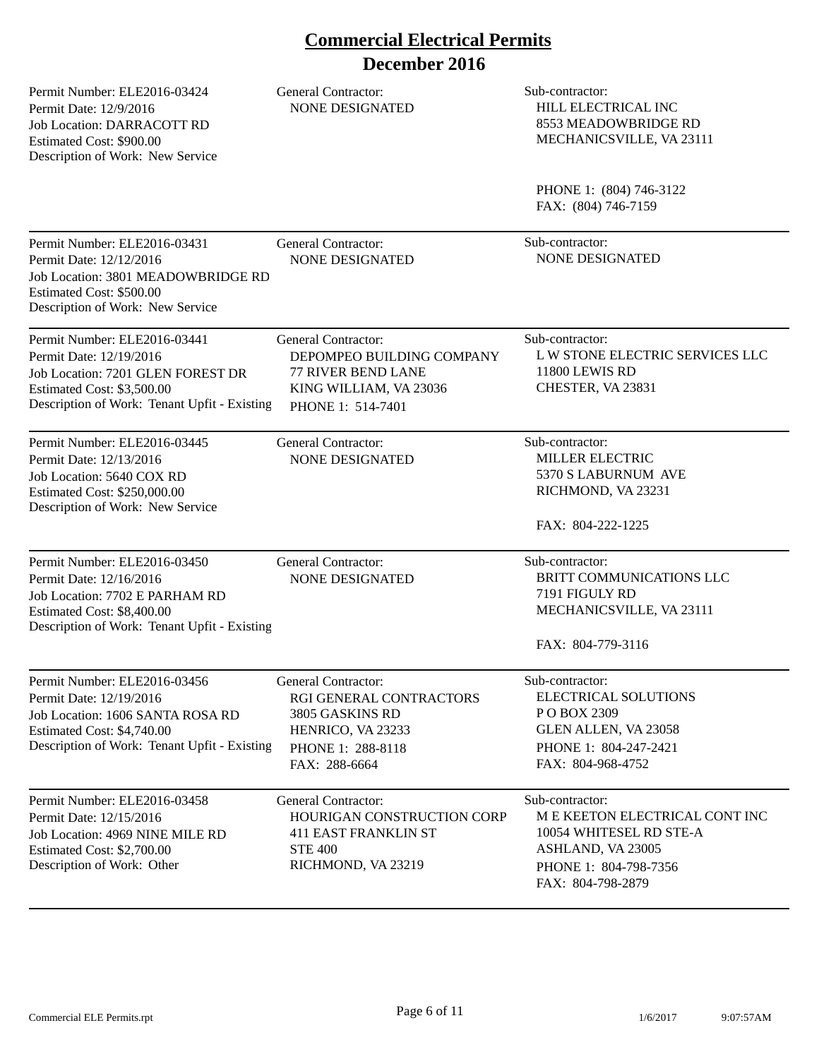# Commercial Electrical Permits
## December 2016

Permit Number: ELE2016-03424
Permit Date: 12/9/2016
Job Location: DARRACOTT RD
Estimated Cost: $900.00
Description of Work: New Service

General Contractor:
NONE DESIGNATED

Sub-contractor:
HILL ELECTRICAL INC
8553 MEADOWBRIDGE RD
MECHANICSVILLE, VA 23111

PHONE 1: (804) 746-3122
FAX: (804) 746-7159

---

Permit Number: ELE2016-03431
Permit Date: 12/12/2016
Job Location: 3801 MEADOWBRIDGE RD
Estimated Cost: $500.00
Description of Work: New Service

General Contractor:
NONE DESIGNATED

Sub-contractor:
NONE DESIGNATED

---

Permit Number: ELE2016-03441
Permit Date: 12/19/2016
Job Location: 7201 GLEN FOREST DR
Estimated Cost: $3,500.00
Description of Work: Tenant Upfit - Existing

General Contractor:
DEPOMPEO BUILDING COMPANY
77 RIVER BEND LANE
KING WILLIAM, VA 23036
PHONE 1: 514-7401

Sub-contractor:
L W STONE ELECTRIC SERVICES LLC
11800 LEWIS RD
CHESTER, VA 23831

---

Permit Number: ELE2016-03445
Permit Date: 12/13/2016
Job Location: 5640 COX RD
Estimated Cost: $250,000.00
Description of Work: New Service

General Contractor:
NONE DESIGNATED

Sub-contractor:
MILLER ELECTRIC
5370 S LABURNUM AVE
RICHMOND, VA 23231

FAX: 804-222-1225

---

Permit Number: ELE2016-03450
Permit Date: 12/16/2016
Job Location: 7702 E PARHAM RD
Estimated Cost: $8,400.00
Description of Work: Tenant Upfit - Existing

General Contractor:
NONE DESIGNATED

Sub-contractor:
BRITT COMMUNICATIONS LLC
7191 FIGULY RD
MECHANICSVILLE, VA 23111

FAX: 804-779-3116

---

Permit Number: ELE2016-03456
Permit Date: 12/19/2016
Job Location: 1606 SANTA ROSA RD
Estimated Cost: $4,740.00
Description of Work: Tenant Upfit - Existing

General Contractor:
RGI GENERAL CONTRACTORS
3805 GASKINS RD
HENRICO, VA 23233
PHONE 1: 288-8118
FAX: 288-6664

Sub-contractor:
ELECTRICAL SOLUTIONS
P O BOX 2309
GLEN ALLEN, VA 23058
PHONE 1: 804-247-2421
FAX: 804-968-4752

---

Permit Number: ELE2016-03458
Permit Date: 12/15/2016
Job Location: 4969 NINE MILE RD
Estimated Cost: $2,700.00
Description of Work: Other

General Contractor:
HOURIGAN CONSTRUCTION CORP
411 EAST FRANKLIN ST
STE 400
RICHMOND, VA 23219

Sub-contractor:
M E KEETON ELECTRICAL CONT INC
10054 WHITESEL RD STE-A
ASHLAND, VA 23005
PHONE 1: 804-798-7356
FAX: 804-798-2879

---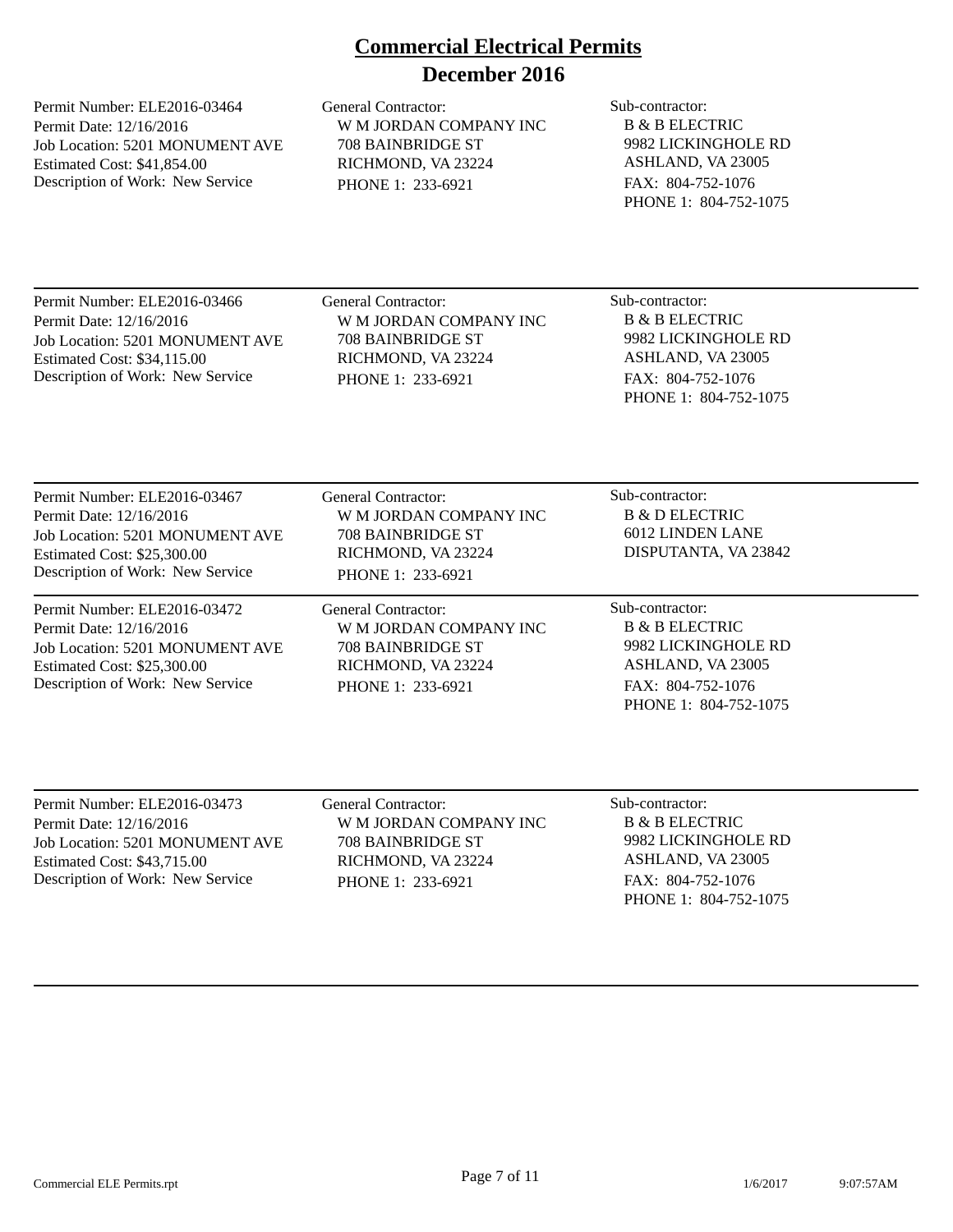# Commercial Electrical Permits

## December 2016

| Permit Details | General Contractor | Sub-contractor |
|---|---|---|
| Permit Number: ELE2016-03464<br>Permit Date: 12/16/2016<br>Job Location: 5201 MONUMENT AVE<br>Estimated Cost: $41,854.00<br>Description of Work: New Service | W M JORDAN COMPANY INC<br>708 BAINBRIDGE ST<br>RICHMOND, VA 23224<br>PHONE 1: 233-6921 | B & B ELECTRIC<br>9982 LICKINGHOLE RD<br>ASHLAND, VA 23005<br>FAX: 804-752-1076<br>PHONE 1: 804-752-1075 |
| Permit Number: ELE2016-03466<br>Permit Date: 12/16/2016<br>Job Location: 5201 MONUMENT AVE<br>Estimated Cost: $34,115.00<br>Description of Work: New Service | W M JORDAN COMPANY INC<br>708 BAINBRIDGE ST<br>RICHMOND, VA 23224<br>PHONE 1: 233-6921 | B & B ELECTRIC<br>9982 LICKINGHOLE RD<br>ASHLAND, VA 23005<br>FAX: 804-752-1076<br>PHONE 1: 804-752-1075 |
| Permit Number: ELE2016-03467<br>Permit Date: 12/16/2016<br>Job Location: 5201 MONUMENT AVE<br>Estimated Cost: $25,300.00<br>Description of Work: New Service | W M JORDAN COMPANY INC<br>708 BAINBRIDGE ST<br>RICHMOND, VA 23224<br>PHONE 1: 233-6921 | B & D ELECTRIC<br>6012 LINDEN LANE<br>DISPUTANTA, VA 23842 |
| Permit Number: ELE2016-03472<br>Permit Date: 12/16/2016<br>Job Location: 5201 MONUMENT AVE<br>Estimated Cost: $25,300.00<br>Description of Work: New Service | W M JORDAN COMPANY INC<br>708 BAINBRIDGE ST<br>RICHMOND, VA 23224<br>PHONE 1: 233-6921 | B & B ELECTRIC<br>9982 LICKINGHOLE RD<br>ASHLAND, VA 23005<br>FAX: 804-752-1076<br>PHONE 1: 804-752-1075 |
| Permit Number: ELE2016-03473<br>Permit Date: 12/16/2016<br>Job Location: 5201 MONUMENT AVE<br>Estimated Cost: $43,715.00<br>Description of Work: New Service | W M JORDAN COMPANY INC<br>708 BAINBRIDGE ST<br>RICHMOND, VA 23224<br>PHONE 1: 233-6921 | B & B ELECTRIC<br>9982 LICKINGHOLE RD<br>ASHLAND, VA 23005<br>FAX: 804-752-1076<br>PHONE 1: 804-752-1075 |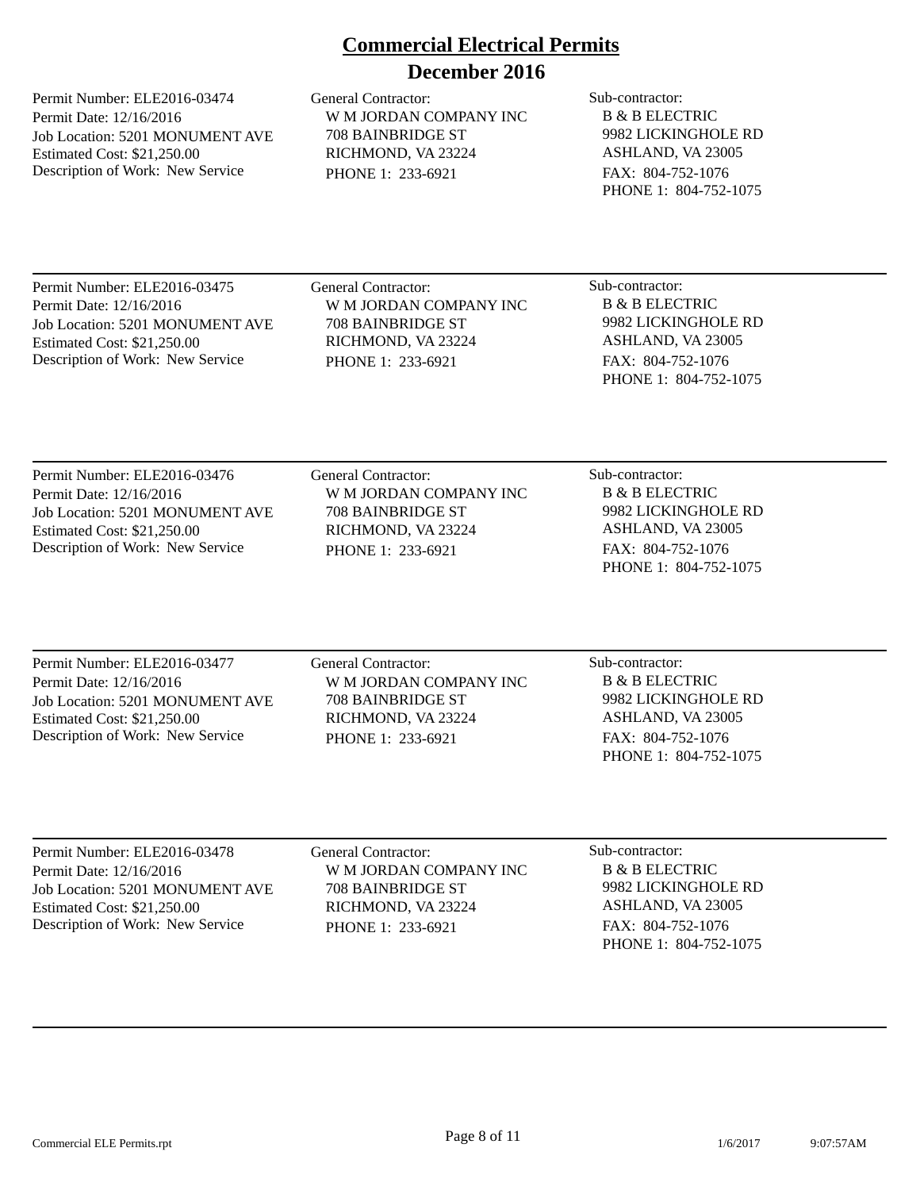# Commercial Electrical Permits

## December 2016

Permit Number: ELE2016-03474
Permit Date: 12/16/2016
Job Location: 5201 MONUMENT AVE
Estimated Cost: $21,250.00
Description of Work: New Service

General Contractor:
W M JORDAN COMPANY INC
708 BAINBRIDGE ST
RICHMOND, VA 23224
PHONE 1: 233-6921

Sub-contractor:
B & B ELECTRIC
9982 LICKINGHOLE RD
ASHLAND, VA 23005
FAX: 804-752-1076
PHONE 1: 804-752-1075

---

Permit Number: ELE2016-03475
Permit Date: 12/16/2016
Job Location: 5201 MONUMENT AVE
Estimated Cost: $21,250.00
Description of Work: New Service

General Contractor:
W M JORDAN COMPANY INC
708 BAINBRIDGE ST
RICHMOND, VA 23224
PHONE 1: 233-6921

Sub-contractor:
B & B ELECTRIC
9982 LICKINGHOLE RD
ASHLAND, VA 23005
FAX: 804-752-1076
PHONE 1: 804-752-1075

---

Permit Number: ELE2016-03476
Permit Date: 12/16/2016
Job Location: 5201 MONUMENT AVE
Estimated Cost: $21,250.00
Description of Work: New Service

General Contractor:
W M JORDAN COMPANY INC
708 BAINBRIDGE ST
RICHMOND, VA 23224
PHONE 1: 233-6921

Sub-contractor:
B & B ELECTRIC
9982 LICKINGHOLE RD
ASHLAND, VA 23005
FAX: 804-752-1076
PHONE 1: 804-752-1075

---

Permit Number: ELE2016-03477
Permit Date: 12/16/2016
Job Location: 5201 MONUMENT AVE
Estimated Cost: $21,250.00
Description of Work: New Service

General Contractor:
W M JORDAN COMPANY INC
708 BAINBRIDGE ST
RICHMOND, VA 23224
PHONE 1: 233-6921

Sub-contractor:
B & B ELECTRIC
9982 LICKINGHOLE RD
ASHLAND, VA 23005
FAX: 804-752-1076
PHONE 1: 804-752-1075

---

Permit Number: ELE2016-03478
Permit Date: 12/16/2016
Job Location: 5201 MONUMENT AVE
Estimated Cost: $21,250.00
Description of Work: New Service

General Contractor:
W M JORDAN COMPANY INC
708 BAINBRIDGE ST
RICHMOND, VA 23224
PHONE 1: 233-6921

Sub-contractor:
B & B ELECTRIC
9982 LICKINGHOLE RD
ASHLAND, VA 23005
FAX: 804-752-1076
PHONE 1: 804-752-1075

---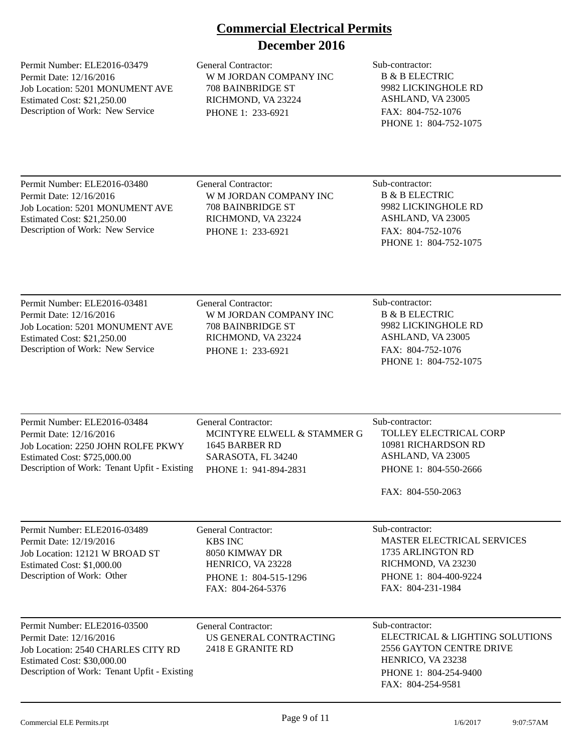# Commercial Electrical Permits
## December 2016

| Permit Information | General Contractor | Sub-contractor |
|---|---|---|
| Permit Number: ELE2016-03479<br>Permit Date: 12/16/2016<br>Job Location: 5201 MONUMENT AVE<br>Estimated Cost: $21,250.00<br>Description of Work: New Service | W M JORDAN COMPANY INC<br>708 BAINBRIDGE ST<br>RICHMOND, VA 23224<br>PHONE 1: 233-6921 | B & B ELECTRIC<br>9982 LICKINGHOLE RD<br>ASHLAND, VA 23005<br>FAX: 804-752-1076<br>PHONE 1: 804-752-1075 |
| Permit Number: ELE2016-03480<br>Permit Date: 12/16/2016<br>Job Location: 5201 MONUMENT AVE<br>Estimated Cost: $21,250.00<br>Description of Work: New Service | W M JORDAN COMPANY INC<br>708 BAINBRIDGE ST<br>RICHMOND, VA 23224<br>PHONE 1: 233-6921 | B & B ELECTRIC<br>9982 LICKINGHOLE RD<br>ASHLAND, VA 23005<br>FAX: 804-752-1076<br>PHONE 1: 804-752-1075 |
| Permit Number: ELE2016-03481<br>Permit Date: 12/16/2016<br>Job Location: 5201 MONUMENT AVE<br>Estimated Cost: $21,250.00<br>Description of Work: New Service | W M JORDAN COMPANY INC<br>708 BAINBRIDGE ST<br>RICHMOND, VA 23224<br>PHONE 1: 233-6921 | B & B ELECTRIC<br>9982 LICKINGHOLE RD<br>ASHLAND, VA 23005<br>FAX: 804-752-1076<br>PHONE 1: 804-752-1075 |
| Permit Number: ELE2016-03484<br>Permit Date: 12/16/2016<br>Job Location: 2250 JOHN ROLFE PKWY<br>Estimated Cost: $725,000.00<br>Description of Work: Tenant Upfit - Existing | MCINTYRE ELWELL & STAMMER G<br>1645 BARBER RD<br>SARASOTA, FL 34240<br>PHONE 1: 941-894-2831 | TOLLEY ELECTRICAL CORP<br>10981 RICHARDSON RD<br>ASHLAND, VA 23005<br>PHONE 1: 804-550-2666<br>FAX: 804-550-2063 |
| Permit Number: ELE2016-03489<br>Permit Date: 12/19/2016<br>Job Location: 12121 W BROAD ST<br>Estimated Cost: $1,000.00<br>Description of Work: Other | KBS INC<br>8050 KIMWAY DR<br>HENRICO, VA 23228<br>PHONE 1: 804-515-1296<br>FAX: 804-264-5376 | MASTER ELECTRICAL SERVICES<br>1735 ARLINGTON RD<br>RICHMOND, VA 23230<br>PHONE 1: 804-400-9224<br>FAX: 804-231-1984 |
| Permit Number: ELE2016-03500<br>Permit Date: 12/16/2016<br>Job Location: 2540 CHARLES CITY RD<br>Estimated Cost: $30,000.00<br>Description of Work: Tenant Upfit - Existing | US GENERAL CONTRACTING<br>2418 E GRANITE RD | ELECTRICAL & LIGHTING SOLUTIONS<br>2556 GAYTON CENTRE DRIVE<br>HENRICO, VA 23238<br>PHONE 1: 804-254-9400<br>FAX: 804-254-9581 |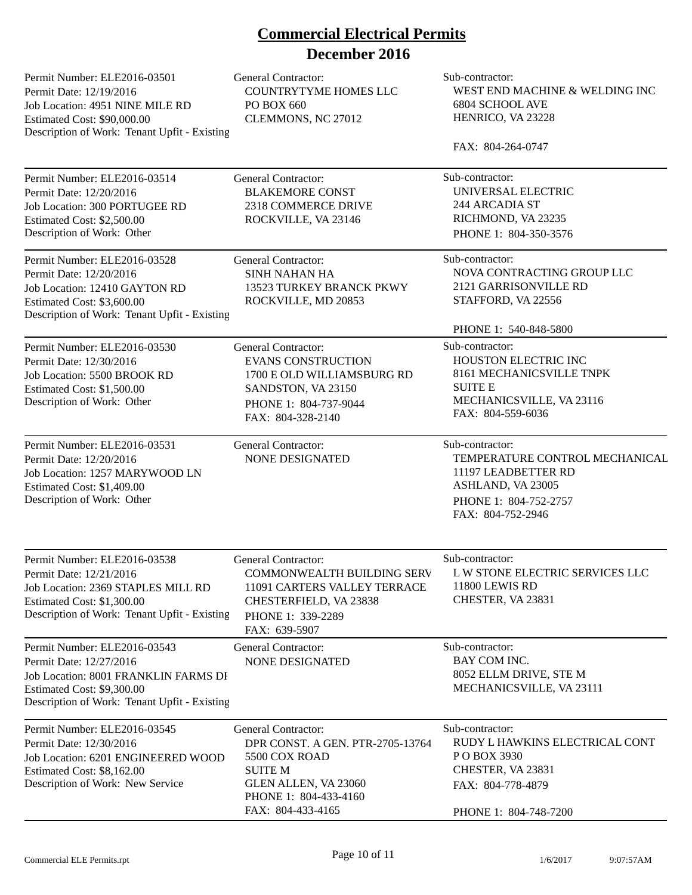# Commercial Electrical Permits

## December 2016

| Permit | General Contractor | Sub-contractor |
|---|---|---|
| Permit Number: ELE2016-03501<br>Permit Date: 12/19/2016<br>Job Location: 4951 NINE MILE RD<br>Estimated Cost: $90,000.00<br>Description of Work: Tenant Upfit - Existing | General Contractor:<br>COUNTRYTYME HOMES LLC<br>PO BOX 660<br>CLEMMONS, NC 27012 | Sub-contractor:<br>WEST END MACHINE & WELDING INC<br>6804 SCHOOL AVE<br>HENRICO, VA 23228<br>FAX: 804-264-0747 |
| Permit Number: ELE2016-03514<br>Permit Date: 12/20/2016<br>Job Location: 300 PORTUGEE RD<br>Estimated Cost: $2,500.00<br>Description of Work: Other | General Contractor:<br>BLAKEMORE CONST<br>2318 COMMERCE DRIVE<br>ROCKVILLE, VA 23146 | Sub-contractor:<br>UNIVERSAL ELECTRIC<br>244 ARCADIA ST<br>RICHMOND, VA 23235<br>PHONE 1: 804-350-3576 |
| Permit Number: ELE2016-03528<br>Permit Date: 12/20/2016<br>Job Location: 12410 GAYTON RD<br>Estimated Cost: $3,600.00<br>Description of Work: Tenant Upfit - Existing | General Contractor:<br>SINH NAHAN HA<br>13523 TURKEY BRANCK PKWY<br>ROCKVILLE, MD 20853 | Sub-contractor:<br>NOVA CONTRACTING GROUP LLC<br>2121 GARRISONVILLE RD<br>STAFFORD, VA 22556<br>PHONE 1: 540-848-5800 |
| Permit Number: ELE2016-03530<br>Permit Date: 12/30/2016<br>Job Location: 5500 BROOK RD<br>Estimated Cost: $1,500.00<br>Description of Work: Other | General Contractor:<br>EVANS CONSTRUCTION<br>1700 E OLD WILLIAMSBURG RD<br>SANDSTON, VA 23150<br>PHONE 1: 804-737-9044<br>FAX: 804-328-2140 | Sub-contractor:<br>HOUSTON ELECTRIC INC<br>8161 MECHANICSVILLE TNPK<br>SUITE E<br>MECHANICSVILLE, VA 23116<br>FAX: 804-559-6036 |
| Permit Number: ELE2016-03531<br>Permit Date: 12/20/2016<br>Job Location: 1257 MARYWOOD LN<br>Estimated Cost: $1,409.00<br>Description of Work: Other | General Contractor:<br>NONE DESIGNATED | Sub-contractor:<br>TEMPERATURE CONTROL MECHANICAL<br>11197 LEADBETTER RD<br>ASHLAND, VA 23005<br>PHONE 1: 804-752-2757<br>FAX: 804-752-2946 |
| Permit Number: ELE2016-03538<br>Permit Date: 12/21/2016<br>Job Location: 2369 STAPLES MILL RD<br>Estimated Cost: $1,300.00<br>Description of Work: Tenant Upfit - Existing | General Contractor:<br>COMMONWEALTH BUILDING SERV<br>11091 CARTERS VALLEY TERRACE<br>CHESTERFIELD, VA 23838<br>PHONE 1: 339-2289<br>FAX: 639-5907 | Sub-contractor:<br>L W STONE ELECTRIC SERVICES LLC<br>11800 LEWIS RD<br>CHESTER, VA 23831 |
| Permit Number: ELE2016-03543<br>Permit Date: 12/27/2016<br>Job Location: 8001 FRANKLIN FARMS DI<br>Estimated Cost: $9,300.00<br>Description of Work: Tenant Upfit - Existing | General Contractor:<br>NONE DESIGNATED | Sub-contractor:<br>BAY COM INC.<br>8052 ELLM DRIVE, STE M<br>MECHANICSVILLE, VA 23111 |
| Permit Number: ELE2016-03545<br>Permit Date: 12/30/2016<br>Job Location: 6201 ENGINEERED WOOD<br>Estimated Cost: $8,162.00<br>Description of Work: New Service | General Contractor:<br>DPR CONST. A GEN. PTR-2705-13764<br>5500 COX ROAD<br>SUITE M<br>GLEN ALLEN, VA 23060<br>PHONE 1: 804-433-4160<br>FAX: 804-433-4165 | Sub-contractor:<br>RUDY L HAWKINS ELECTRICAL CONT<br>P O BOX 3930<br>CHESTER, VA 23831<br>FAX: 804-778-4879<br>PHONE 1: 804-748-7200 |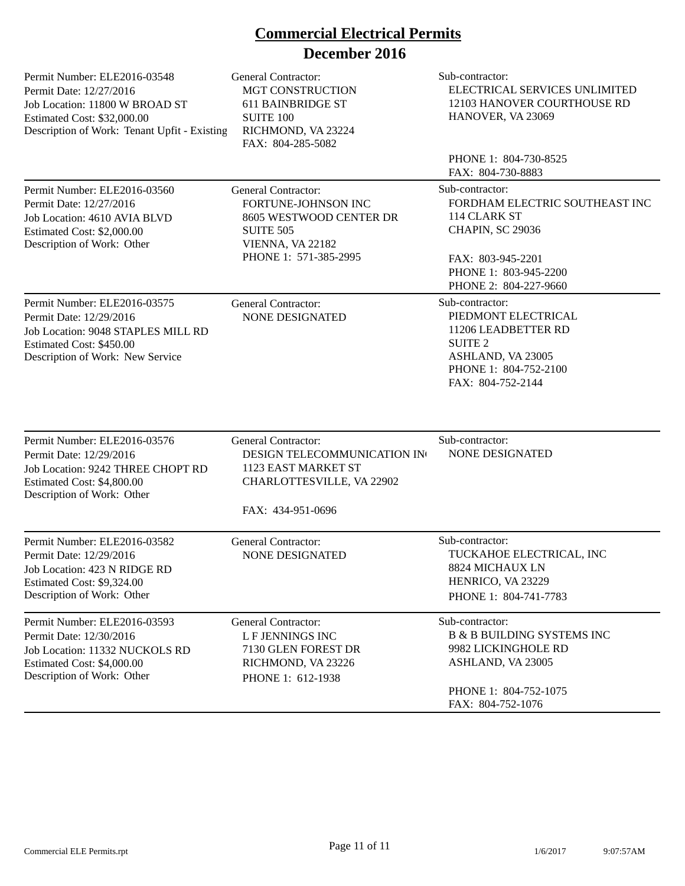# Commercial Electrical Permits
## December 2016

| Permit | General Contractor | Sub-contractor |
|---|---|---|
| Permit Number: ELE2016-03548<br>Permit Date: 12/27/2016<br>Job Location: 11800 W BROAD ST<br>Estimated Cost: $32,000.00<br>Description of Work: Tenant Upfit - Existing | General Contractor:<br>MGT CONSTRUCTION<br>611 BAINBRIDGE ST<br>SUITE 100<br>RICHMOND, VA 23224<br>FAX: 804-285-5082 | Sub-contractor:<br>ELECTRICAL SERVICES UNLIMITED<br>12103 HANOVER COURTHOUSE RD<br>HANOVER, VA 23069<br>PHONE 1: 804-730-8525<br>FAX: 804-730-8883 |
| Permit Number: ELE2016-03560<br>Permit Date: 12/27/2016<br>Job Location: 4610 AVIA BLVD<br>Estimated Cost: $2,000.00<br>Description of Work: Other | General Contractor:<br>FORTUNE-JOHNSON INC<br>8605 WESTWOOD CENTER DR<br>SUITE 505<br>VIENNA, VA 22182<br>PHONE 1: 571-385-2995 | Sub-contractor:<br>FORDHAM ELECTRIC SOUTHEAST INC<br>114 CLARK ST<br>CHAPIN, SC 29036<br>FAX: 803-945-2201<br>PHONE 1: 803-945-2200<br>PHONE 2: 804-227-9660 |
| Permit Number: ELE2016-03575<br>Permit Date: 12/29/2016<br>Job Location: 9048 STAPLES MILL RD<br>Estimated Cost: $450.00<br>Description of Work: New Service | General Contractor:<br>NONE DESIGNATED | Sub-contractor:<br>PIEDMONT ELECTRICAL<br>11206 LEADBETTER RD<br>SUITE 2<br>ASHLAND, VA 23005<br>PHONE 1: 804-752-2100<br>FAX: 804-752-2144 |
| Permit Number: ELE2016-03576<br>Permit Date: 12/29/2016<br>Job Location: 9242 THREE CHOPT RD<br>Estimated Cost: $4,800.00<br>Description of Work: Other | General Contractor:<br>DESIGN TELECOMMUNICATION IN<br>1123 EAST MARKET ST<br>CHARLOTTESVILLE, VA 22902<br>FAX: 434-951-0696 | Sub-contractor:<br>NONE DESIGNATED |
| Permit Number: ELE2016-03582<br>Permit Date: 12/29/2016<br>Job Location: 423 N RIDGE RD<br>Estimated Cost: $9,324.00<br>Description of Work: Other | General Contractor:<br>NONE DESIGNATED | Sub-contractor:<br>TUCKAHOE ELECTRICAL, INC<br>8824 MICHAUX LN<br>HENRICO, VA 23229<br>PHONE 1: 804-741-7783 |
| Permit Number: ELE2016-03593<br>Permit Date: 12/30/2016<br>Job Location: 11332 NUCKOLS RD<br>Estimated Cost: $4,000.00<br>Description of Work: Other | General Contractor:<br>L F JENNINGS INC<br>7130 GLEN FOREST DR<br>RICHMOND, VA 23226<br>PHONE 1: 612-1938 | Sub-contractor:<br>B & B BUILDING SYSTEMS INC<br>9982 LICKINGHOLE RD<br>ASHLAND, VA 23005<br>PHONE 1: 804-752-1075<br>FAX: 804-752-1076 |